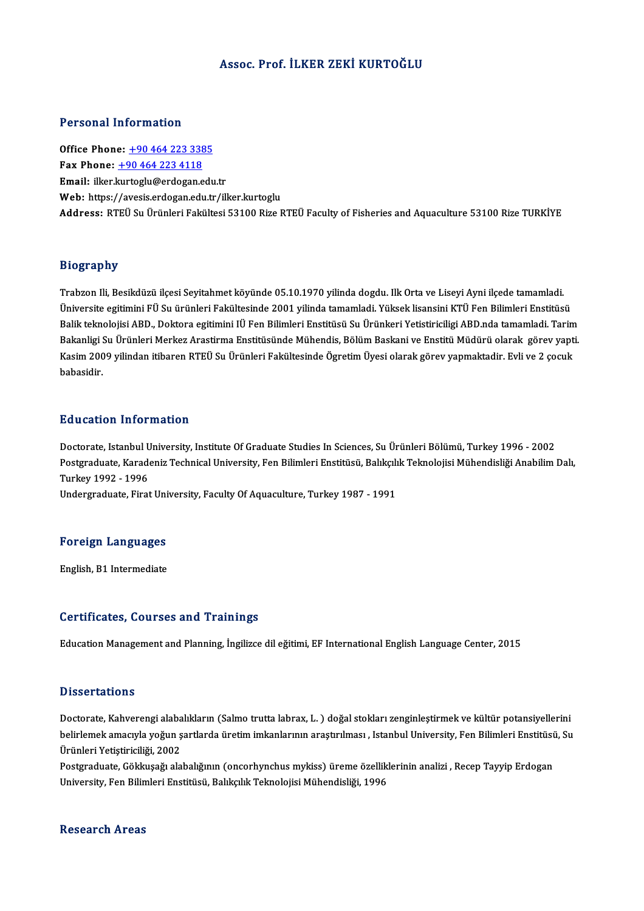# Assoc. Prof. İLKER ZEKİ KURTOĞLU

## Personal Information

**Office Phone:** +90 464 223 3385
**Fax Phone:** +90 464 223 4118
**Email:** ilker.kurtoglu@erdogan.edu.tr
**Web:** https://avesis.erdogan.edu.tr/ilker.kurtoglu
**Address:** RTEÜ Su Ürünleri Fakültesi 53100 Rize RTEÜ Faculty of Fisheries and Aquaculture 53100 Rize TURKİYE

## Biography

Trabzon Ili, Besikdüzü ilçesi Seyitahmet köyünde 05.10.1970 yilinda dogdu. Ilk Orta ve Liseyi Ayni ilçede tamamladi. Üniversite egitimini FÜ Su ürünleri Fakültesinde 2001 yilinda tamamladi. Yüksek lisansini KTÜ Fen Bilimleri Enstitüsü Balik teknolojisi ABD., Doktora egitimini IÜ Fen Bilimleri Enstitüsü Su Ürünkeri Yetistiriciligi ABD.nda tamamladi. Tarim Bakanligi Su Ürünleri Merkez Arastirma Enstitüsünde Mühendis, Bölüm Baskani ve Enstitü Müdürü olarak görev yapti. Kasim 2009 yilindan itibaren RTEÜ Su Ürünleri Fakültesinde Ögretim Üyesi olarak görev yapmaktadir. Evli ve 2 çocuk babasidir.

## Education Information

Doctorate, Istanbul University, Institute Of Graduate Studies In Sciences, Su Ürünleri Bölümü, Turkey 1996 - 2002
Postgraduate, Karadeniz Technical University, Fen Bilimleri Enstitüsü, Balıkçılık Teknolojisi Mühendisliği Anabilim Dalı, Turkey 1992 - 1996
Undergraduate, Firat University, Faculty Of Aquaculture, Turkey 1987 - 1991

## Foreign Languages

English, B1 Intermediate

## Certificates, Courses and Trainings

Education Management and Planning, İngilizce dil eğitimi, EF International English Language Center, 2015

## Dissertations

Doctorate, Kahverengi alabalıkların (Salmo trutta labrax, L. ) doğal stokları zenginleştirmek ve kültür potansiyellerini belirlemek amacıyla yoğun şartlarda üretim imkanlarının araştırılması , Istanbul University, Fen Bilimleri Enstitüsü, Su Ürünleri Yetiştiriciliği, 2002
Postgraduate, Gökkuşağı alabalığının (oncorhynchus mykiss) üreme özelliklerinin analizi , Recep Tayyip Erdogan University, Fen Bilimleri Enstitüsü, Balıkçılık Teknolojisi Mühendisliği, 1996

## Research Areas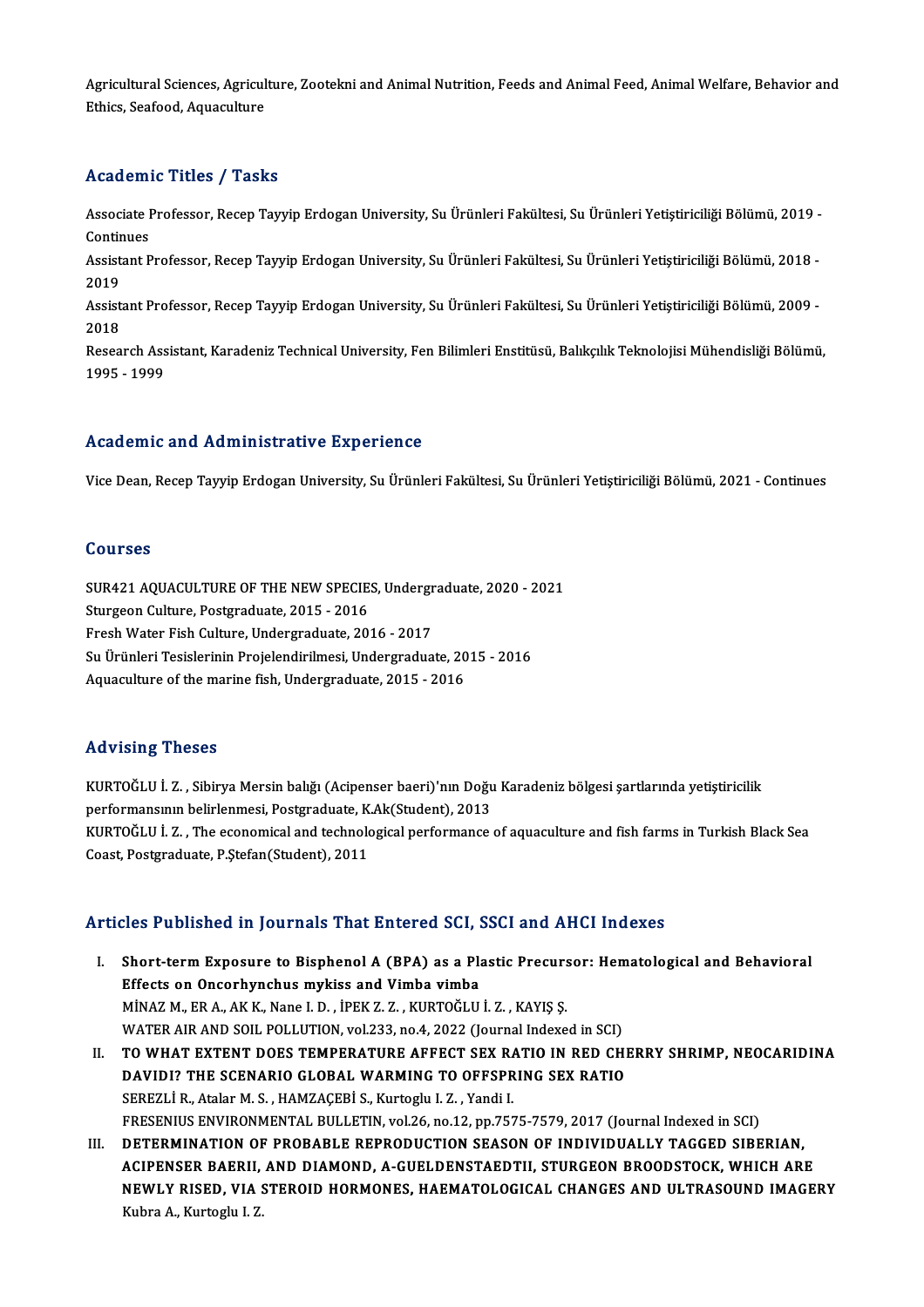Agricultural Sciences, Agriculture, Zootekni and Animal Nutrition, Feeds and Animal Feed, Animal Welfare, Behavior and Ethics, Seafood, Aquaculture

## Academic Titles / Tasks

Associate Professor, Recep Tayyip Erdogan University, Su Ürünleri Fakültesi, Su Ürünleri Yetiştiriciliği Bölümü, 2019 - Continues

Assistant Professor, Recep Tayyip Erdogan University, Su Ürünleri Fakültesi, Su Ürünleri Yetiştiriciliği Bölümü, 2018 - 2019

Assistant Professor, Recep Tayyip Erdogan University, Su Ürünleri Fakültesi, Su Ürünleri Yetiştiriciliği Bölümü, 2009 - 2018

Research Assistant, Karadeniz Technical University, Fen Bilimleri Enstitüsü, Balıkçılık Teknolojisi Mühendisliği Bölümü, 1995 - 1999

## Academic and Administrative Experience

Vice Dean, Recep Tayyip Erdogan University, Su Ürünleri Fakültesi, Su Ürünleri Yetiştiriciliği Bölümü, 2021 - Continues

## Courses

SUR421 AQUACULTURE OF THE NEW SPECIES, Undergraduate, 2020 - 2021
Sturgeon Culture, Postgraduate, 2015 - 2016
Fresh Water Fish Culture, Undergraduate, 2016 - 2017
Su Ürünleri Tesislerinin Projelendirilmesi, Undergraduate, 2015 - 2016
Aquaculture of the marine fish, Undergraduate, 2015 - 2016

## Advising Theses

KURTOĞLU İ. Z. , Sibirya Mersin balığı (Acipenser baeri)'nın Doğu Karadeniz bölgesi şartlarında yetiştiricilik performansının belirlenmesi, Postgraduate, K.Ak(Student), 2013

KURTOĞLU İ. Z. , The economical and technological performance of aquaculture and fish farms in Turkish Black Sea Coast, Postgraduate, P.Ştefan(Student), 2011

## Articles Published in Journals That Entered SCI, SSCI and AHCI Indexes

I. **Short-term Exposure to Bisphenol A (BPA) as a Plastic Precursor: Hematological and Behavioral Effects on Oncorhynchus mykiss and Vimba vimba**
MİNAZ M., ER A., AK K., Nane I. D. , İPEK Z. Z. , KURTOĞLU İ. Z. , KAYIŞ Ş.
WATER AIR AND SOIL POLLUTION, vol.233, no.4, 2022 (Journal Indexed in SCI)

II. **TO WHAT EXTENT DOES TEMPERATURE AFFECT SEX RATIO IN RED CHERRY SHRIMP, NEOCARIDINA DAVIDI? THE SCENARIO GLOBAL WARMING TO OFFSPRING SEX RATIO**
SEREZLİ R., Atalar M. S. , HAMZAÇEBİ S., Kurtoglu I. Z. , Yandi I.
FRESENIUS ENVIRONMENTAL BULLETIN, vol.26, no.12, pp.7575-7579, 2017 (Journal Indexed in SCI)

III. **DETERMINATION OF PROBABLE REPRODUCTION SEASON OF INDIVIDUALLY TAGGED SIBERIAN, ACIPENSER BAERII, AND DIAMOND, A-GUELDENSTAEDTII, STURGEON BROODSTOCK, WHICH ARE NEWLY RISED, VIA STEROID HORMONES, HAEMATOLOGICAL CHANGES AND ULTRASOUND IMAGERY**
Kubra A., Kurtoglu I. Z.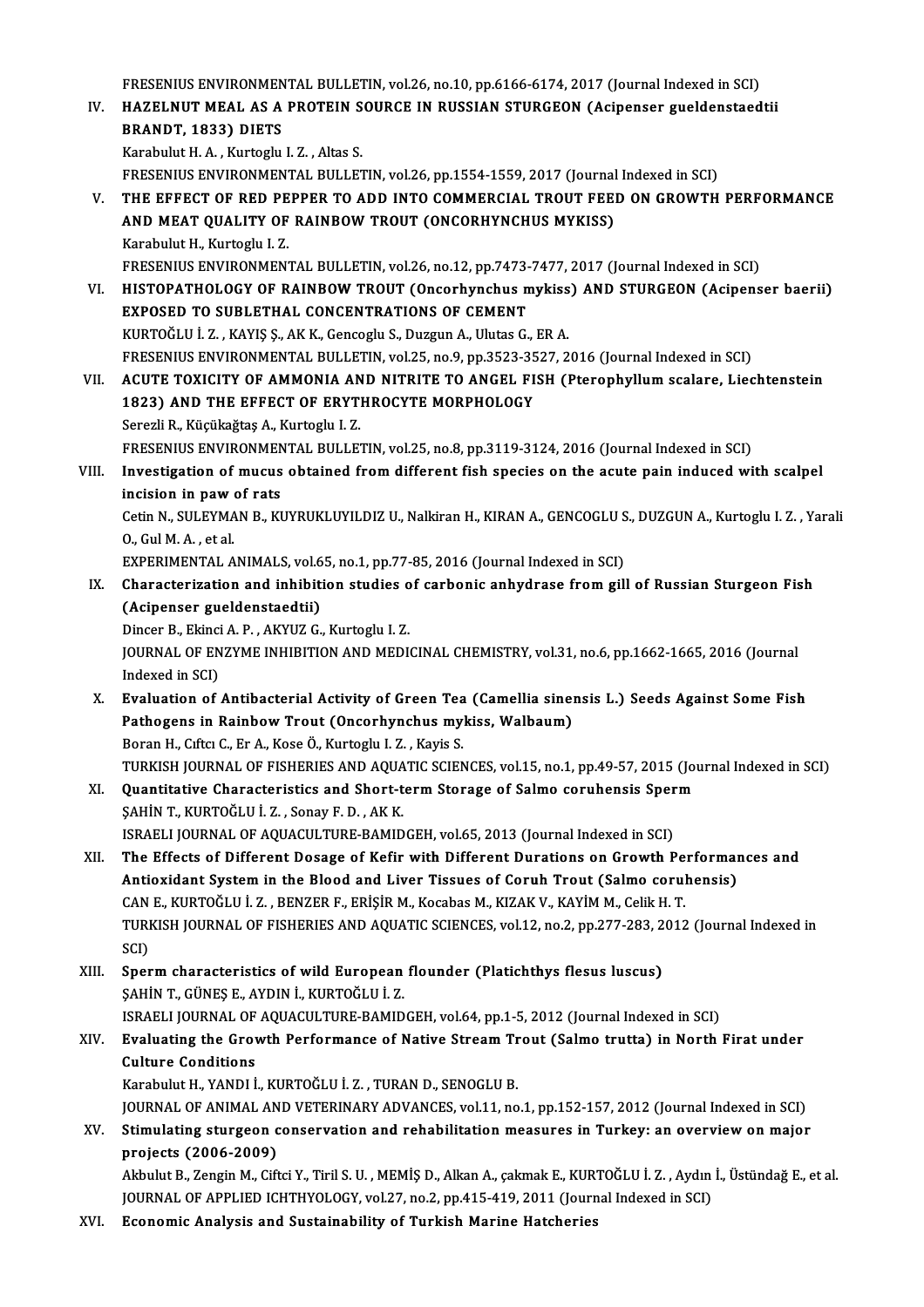FRESENIUS ENVIRONMENTAL BULLETIN, vol.26, no.10, pp.6166-6174, 2017 (Journal Indexed in SCI)

IV. **HAZELNUT MEAL AS A PROTEIN SOURCE IN RUSSIAN STURGEON (Acipenser gueldenstaedtii BRANDT, 1833) DIETS**
Karabulut H. A. , Kurtoglu I. Z. , Altas S.
FRESENIUS ENVIRONMENTAL BULLETIN, vol.26, pp.1554-1559, 2017 (Journal Indexed in SCI)

V. **THE EFFECT OF RED PEPPER TO ADD INTO COMMERCIAL TROUT FEED ON GROWTH PERFORMANCE AND MEAT QUALITY OF RAINBOW TROUT (ONCORHYNCHUS MYKISS)**
Karabulut H., Kurtoglu I. Z.
FRESENIUS ENVIRONMENTAL BULLETIN, vol.26, no.12, pp.7473-7477, 2017 (Journal Indexed in SCI)

VI. **HISTOPATHOLOGY OF RAINBOW TROUT (Oncorhynchus mykiss) AND STURGEON (Acipenser baerii) EXPOSED TO SUBLETHAL CONCENTRATIONS OF CEMENT**
KURTOĞLU İ. Z. , KAYIŞ Ş., AK K., Gencoglu S., Duzgun A., Ulutas G., ER A.
FRESENIUS ENVIRONMENTAL BULLETIN, vol.25, no.9, pp.3523-3527, 2016 (Journal Indexed in SCI)

VII. **ACUTE TOXICITY OF AMMONIA AND NITRITE TO ANGEL FISH (Pterophyllum scalare, Liechtenstein 1823) AND THE EFFECT OF ERYTHROCYTE MORPHOLOGY**
Serezli R., Küçükağtaş A., Kurtoglu I. Z.
FRESENIUS ENVIRONMENTAL BULLETIN, vol.25, no.8, pp.3119-3124, 2016 (Journal Indexed in SCI)

VIII. **Investigation of mucus obtained from different fish species on the acute pain induced with scalpel incision in paw of rats**
Cetin N., SULEYMAN B., KUYRUKLUYILDIZ U., Nalkiran H., KIRAN A., GENCOGLU S., DUZGUN A., Kurtoglu I. Z. , Yarali O., Gul M. A. , et al.
EXPERIMENTAL ANIMALS, vol.65, no.1, pp.77-85, 2016 (Journal Indexed in SCI)

IX. **Characterization and inhibition studies of carbonic anhydrase from gill of Russian Sturgeon Fish (Acipenser gueldenstaedtii)**
Dincer B., Ekinci A. P. , AKYUZ G., Kurtoglu I. Z.
JOURNAL OF ENZYME INHIBITION AND MEDICINAL CHEMISTRY, vol.31, no.6, pp.1662-1665, 2016 (Journal Indexed in SCI)

X. **Evaluation of Antibacterial Activity of Green Tea (Camellia sinensis L.) Seeds Against Some Fish Pathogens in Rainbow Trout (Oncorhynchus mykiss, Walbaum)**
Boran H., Cıftcı C., Er A., Kose Ö., Kurtoglu I. Z. , Kayis S.
TURKISH JOURNAL OF FISHERIES AND AQUATIC SCIENCES, vol.15, no.1, pp.49-57, 2015 (Journal Indexed in SCI)

XI. **Quantitative Characteristics and Short-term Storage of Salmo coruhensis Sperm**
ŞAHİN T., KURTOĞLU İ. Z. , Sonay F. D. , AK K.
ISRAELI JOURNAL OF AQUACULTURE-BAMIDGEH, vol.65, 2013 (Journal Indexed in SCI)

XII. **The Effects of Different Dosage of Kefir with Different Durations on Growth Performances and Antioxidant System in the Blood and Liver Tissues of Coruh Trout (Salmo coruhensis)**
CAN E., KURTOĞLU İ. Z. , BENZER F., ERİŞİR M., Kocabas M., KIZAK V., KAYİM M., Celik H. T.
TURKISH JOURNAL OF FISHERIES AND AQUATIC SCIENCES, vol.12, no.2, pp.277-283, 2012 (Journal Indexed in SCI)

XIII. **Sperm characteristics of wild European flounder (Platichthys flesus luscus)**
ŞAHİN T., GÜNEŞ E., AYDIN İ., KURTOĞLU İ. Z.
ISRAELI JOURNAL OF AQUACULTURE-BAMIDGEH, vol.64, pp.1-5, 2012 (Journal Indexed in SCI)

XIV. **Evaluating the Growth Performance of Native Stream Trout (Salmo trutta) in North Firat under Culture Conditions**
Karabulut H., YANDI İ., KURTOĞLU İ. Z. , TURAN D., SENOGLU B.
JOURNAL OF ANIMAL AND VETERINARY ADVANCES, vol.11, no.1, pp.152-157, 2012 (Journal Indexed in SCI)

XV. **Stimulating sturgeon conservation and rehabilitation measures in Turkey: an overview on major projects (2006-2009)**
Akbulut B., Zengin M., Ciftci Y., Tiril S. U. , MEMİŞ D., Alkan A., çakmak E., KURTOĞLU İ. Z. , Aydın İ., Üstündağ E., et al.
JOURNAL OF APPLIED ICHTHYOLOGY, vol.27, no.2, pp.415-419, 2011 (Journal Indexed in SCI)

XVI. **Economic Analysis and Sustainability of Turkish Marine Hatcheries**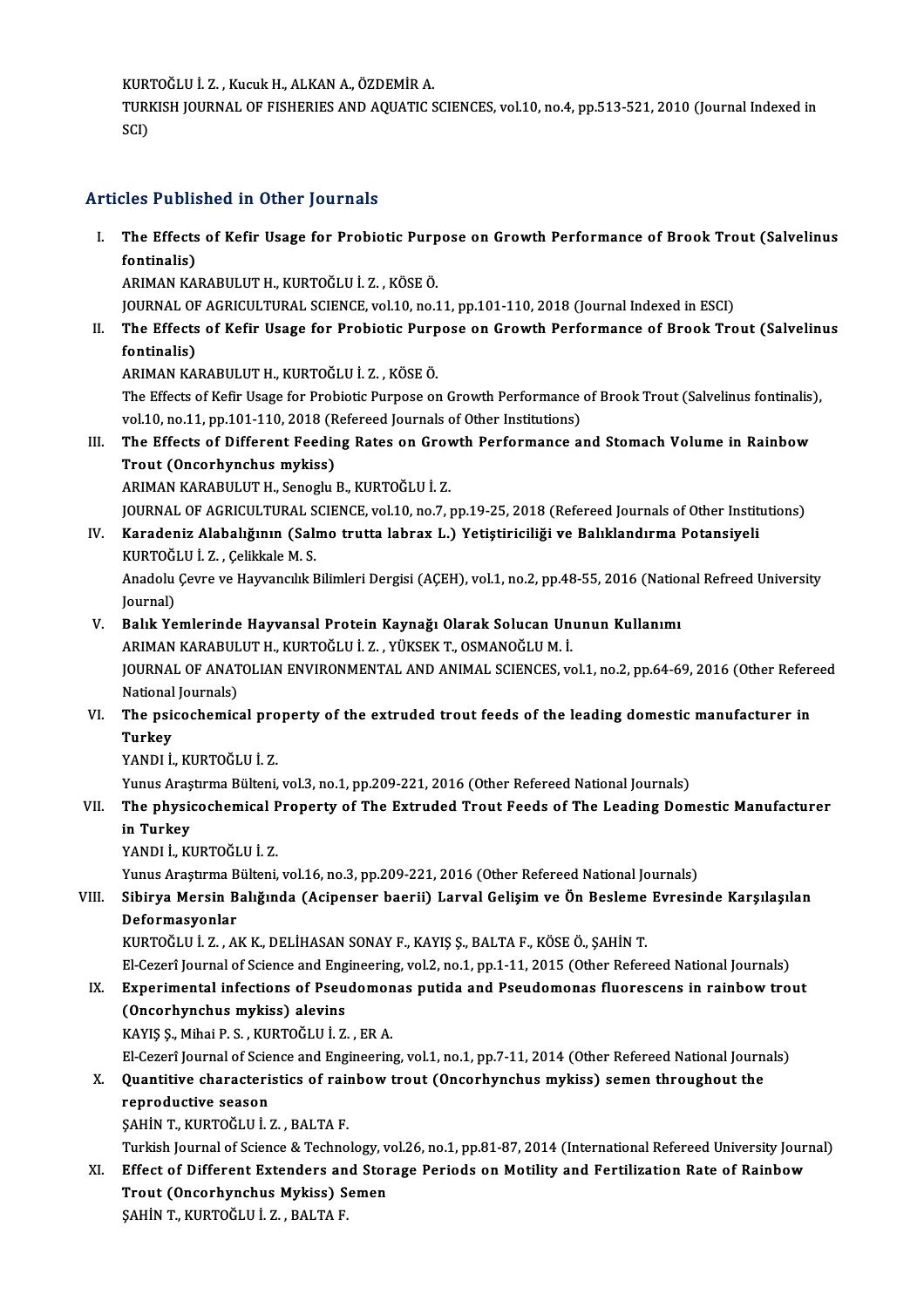KURTOĞLU İ. Z. , Kucuk H., ALKAN A., ÖZDEMİR A.
TURKISH JOURNAL OF FISHERIES AND AQUATIC SCIENCES, vol.10, no.4, pp.513-521, 2010 (Journal Indexed in SCI)

## Articles Published in Other Journals

I. **The Effects of Kefir Usage for Probiotic Purpose on Growth Performance of Brook Trout (Salvelinus fontinalis)**
ARIMAN KARABULUT H., KURTOĞLU İ. Z. , KÖSE Ö.
JOURNAL OF AGRICULTURAL SCIENCE, vol.10, no.11, pp.101-110, 2018 (Journal Indexed in ESCI)

II. **The Effects of Kefir Usage for Probiotic Purpose on Growth Performance of Brook Trout (Salvelinus fontinalis)**
ARIMAN KARABULUT H., KURTOĞLU İ. Z. , KÖSE Ö.
The Effects of Kefir Usage for Probiotic Purpose on Growth Performance of Brook Trout (Salvelinus fontinalis), vol.10, no.11, pp.101-110, 2018 (Refereed Journals of Other Institutions)

III. **The Effects of Different Feeding Rates on Growth Performance and Stomach Volume in Rainbow Trout (Oncorhynchus mykiss)**
ARIMAN KARABULUT H., Senoglu B., KURTOĞLU İ. Z.
JOURNAL OF AGRICULTURAL SCIENCE, vol.10, no.7, pp.19-25, 2018 (Refereed Journals of Other Institutions)

IV. **Karadeniz Alabalığının (Salmo trutta labrax L.) Yetiştiriciliği ve Balıklandırma Potansiyeli**
KURTOĞLU İ. Z. , Çelikkale M. S.
Anadolu Çevre ve Hayvancılık Bilimleri Dergisi (AÇEH), vol.1, no.2, pp.48-55, 2016 (National Refreed University Journal)

V. **Balık Yemlerinde Hayvansal Protein Kaynağı Olarak Solucan Ununun Kullanımı**
ARIMAN KARABULUT H., KURTOĞLU İ. Z. , YÜKSEK T., OSMANOĞLU M. İ.
JOURNAL OF ANATOLIAN ENVIRONMENTAL AND ANIMAL SCIENCES, vol.1, no.2, pp.64-69, 2016 (Other Refereed National Journals)

VI. **The psicochemical property of the extruded trout feeds of the leading domestic manufacturer in Turkey**
YANDI İ., KURTOĞLU İ. Z.
Yunus Araştırma Bülteni, vol.3, no.1, pp.209-221, 2016 (Other Refereed National Journals)

VII. **The physicochemical Property of The Extruded Trout Feeds of The Leading Domestic Manufacturer in Turkey**
YANDI İ., KURTOĞLU İ. Z.
Yunus Araştırma Bülteni, vol.16, no.3, pp.209-221, 2016 (Other Refereed National Journals)

VIII. **Sibirya Mersin Balığında (Acipenser baerii) Larval Gelişim ve Ön Besleme Evresinde Karşılaşılan Deformasyonlar**
KURTOĞLU İ. Z. , AK K., DELİHASAN SONAY F., KAYIŞ Ş., BALTA F., KÖSE Ö., ŞAHİN T.
El-Cezerî Journal of Science and Engineering, vol.2, no.1, pp.1-11, 2015 (Other Refereed National Journals)

IX. **Experimental infections of Pseudomonas putida and Pseudomonas fluorescens in rainbow trout (Oncorhynchus mykiss) alevins**
KAYIŞ Ş., Mihai P. S. , KURTOĞLU İ. Z. , ER A.
El-Cezerî Journal of Science and Engineering, vol.1, no.1, pp.7-11, 2014 (Other Refereed National Journals)

X. **Quantitive characteristics of rainbow trout (Oncorhynchus mykiss) semen throughout the reproductive season**
ŞAHİN T., KURTOĞLU İ. Z. , BALTA F.
Turkish Journal of Science & Technology, vol.26, no.1, pp.81-87, 2014 (International Refereed University Journal)

XI. **Effect of Different Extenders and Storage Periods on Motility and Fertilization Rate of Rainbow Trout (Oncorhynchus Mykiss) Semen**
ŞAHİN T., KURTOĞLU İ. Z. , BALTA F.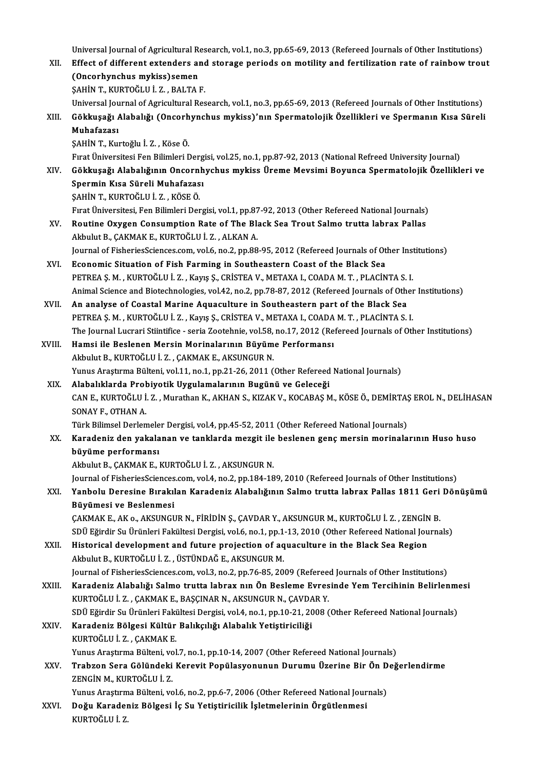Universal Journal of Agricultural Research, vol.1, no.3, pp.65-69, 2013 (Refereed Journals of Other Institutions)

XII. **Effect of different extenders and storage periods on motility and fertilization rate of rainbow trout (Oncorhynchus mykiss)semen**
ŞAHİN T., KURTOĞLU İ. Z. , BALTA F.
Universal Journal of Agricultural Research, vol.1, no.3, pp.65-69, 2013 (Refereed Journals of Other Institutions)

XIII. **Gökkuşağı Alabalığı (Oncorhynchus mykiss)'nın Spermatolojik Özellikleri ve Spermanın Kısa Süreli Muhafazası**
ŞAHİN T., Kurtoğlu İ. Z. , Köse Ö.
Fırat Üniversitesi Fen Bilimleri Dergisi, vol.25, no.1, pp.87-92, 2013 (National Refreed University Journal)

XIV. **Gökkuşağı Alabalığının Oncornhychus mykiss Üreme Mevsimi Boyunca Spermatolojik Özellikleri ve Spermin Kısa Süreli Muhafazası**
ŞAHİN T., KURTOĞLU İ. Z. , KÖSE Ö.
Fırat Üniversitesi, Fen Bilimleri Dergisi, vol.1, pp.87-92, 2013 (Other Refereed National Journals)

XV. **Routine Oxygen Consumption Rate of The Black Sea Trout Salmo trutta labrax Pallas**
Akbulut B., ÇAKMAK E., KURTOĞLU İ. Z. , ALKAN A.
Journal of FisheriesSciences.com, vol.6, no.2, pp.88-95, 2012 (Refereed Journals of Other Institutions)

XVI. **Economic Situation of Fish Farming in Southeastern Coast of the Black Sea**
PETREA Ş. M. , KURTOĞLU İ. Z. , Kayış Ş., CRİSTEA V., METAXA I., COADA M. T. , PLACİNTA S. I.
Animal Science and Biotechnologies, vol.42, no.2, pp.78-87, 2012 (Refereed Journals of Other Institutions)

XVII. **An analyse of Coastal Marine Aquaculture in Southeastern part of the Black Sea**
PETREA Ş. M. , KURTOĞLU İ. Z. , Kayış Ş., CRİSTEA V., METAXA I., COADA M. T. , PLACİNTA S. I.
The Journal Lucrari Stiintifice - seria Zootehnie, vol.58, no.17, 2012 (Refereed Journals of Other Institutions)

XVIII. **Hamsi ile Beslenen Mersin Morinalarının Büyüme Performansı**
Akbulut B., KURTOĞLU İ. Z. , ÇAKMAK E., AKSUNGUR N.
Yunus Araştırma Bülteni, vol.11, no.1, pp.21-26, 2011 (Other Refereed National Journals)

XIX. **Alabalıklarda Probiyotik Uygulamalarının Bugünü ve Geleceği**
CAN E., KURTOĞLU İ. Z. , Murathan K., AKHAN S., KIZAK V., KOCABAŞ M., KÖSE Ö., DEMİRTAŞ EROL N., DELİHASAN SONAY F., OTHAN A.
Türk Bilimsel Derlemeler Dergisi, vol.4, pp.45-52, 2011 (Other Refereed National Journals)

XX. **Karadeniz den yakalanan ve tanklarda mezgit ile beslenen genç mersin morinalarının Huso huso büyüme performansı**
Akbulut B., ÇAKMAK E., KURTOĞLU İ. Z. , AKSUNGUR N.
Journal of FisheriesSciences.com, vol.4, no.2, pp.184-189, 2010 (Refereed Journals of Other Institutions)

XXI. **Yanbolu Deresine Bırakılan Karadeniz Alabalığının Salmo trutta labrax Pallas 1811 Geri Dönüşümü Büyümesi ve Beslenmesi**
ÇAKMAK E., AK o., AKSUNGUR N., FİRİDİN Ş., ÇAVDAR Y., AKSUNGUR M., KURTOĞLU İ. Z. , ZENGİN B.
SDÜ Eğirdir Su Ürünleri Fakültesi Dergisi, vol.6, no.1, pp.1-13, 2010 (Other Refereed National Journals)

XXII. **Historical development and future projection of aquaculture in the Black Sea Region**
Akbulut B., KURTOĞLU İ. Z. , ÜSTÜNDAĞ E., AKSUNGUR M.
Journal of FisheriesSciences.com, vol.3, no.2, pp.76-85, 2009 (Refereed Journals of Other Institutions)

XXIII. **Karadeniz Alabalığı Salmo trutta labrax nın Ön Besleme Evresinde Yem Tercihinin Belirlenmesi**
KURTOĞLU İ. Z. , ÇAKMAK E., BAŞÇINAR N., AKSUNGUR N., ÇAVDAR Y.
SDÜ Eğirdir Su Ürünleri Fakültesi Dergisi, vol.4, no.1, pp.10-21, 2008 (Other Refereed National Journals)

XXIV. **Karadeniz Bölgesi Kültür Balıkçılığı Alabalık Yetiştiriciliği**
KURTOĞLU İ. Z. , ÇAKMAK E.
Yunus Araştırma Bülteni, vol.7, no.1, pp.10-14, 2007 (Other Refereed National Journals)

XXV. **Trabzon Sera Gölündeki Kerevit Popülasyonunun Durumu Üzerine Bir Ön Değerlendirme**
ZENGİN M., KURTOĞLU İ. Z.
Yunus Araştırma Bülteni, vol.6, no.2, pp.6-7, 2006 (Other Refereed National Journals)

XXVI. **Doğu Karadeniz Bölgesi İç Su Yetiştiricilik İşletmelerinin Örgütlenmesi**
KURTOĞLU İ. Z.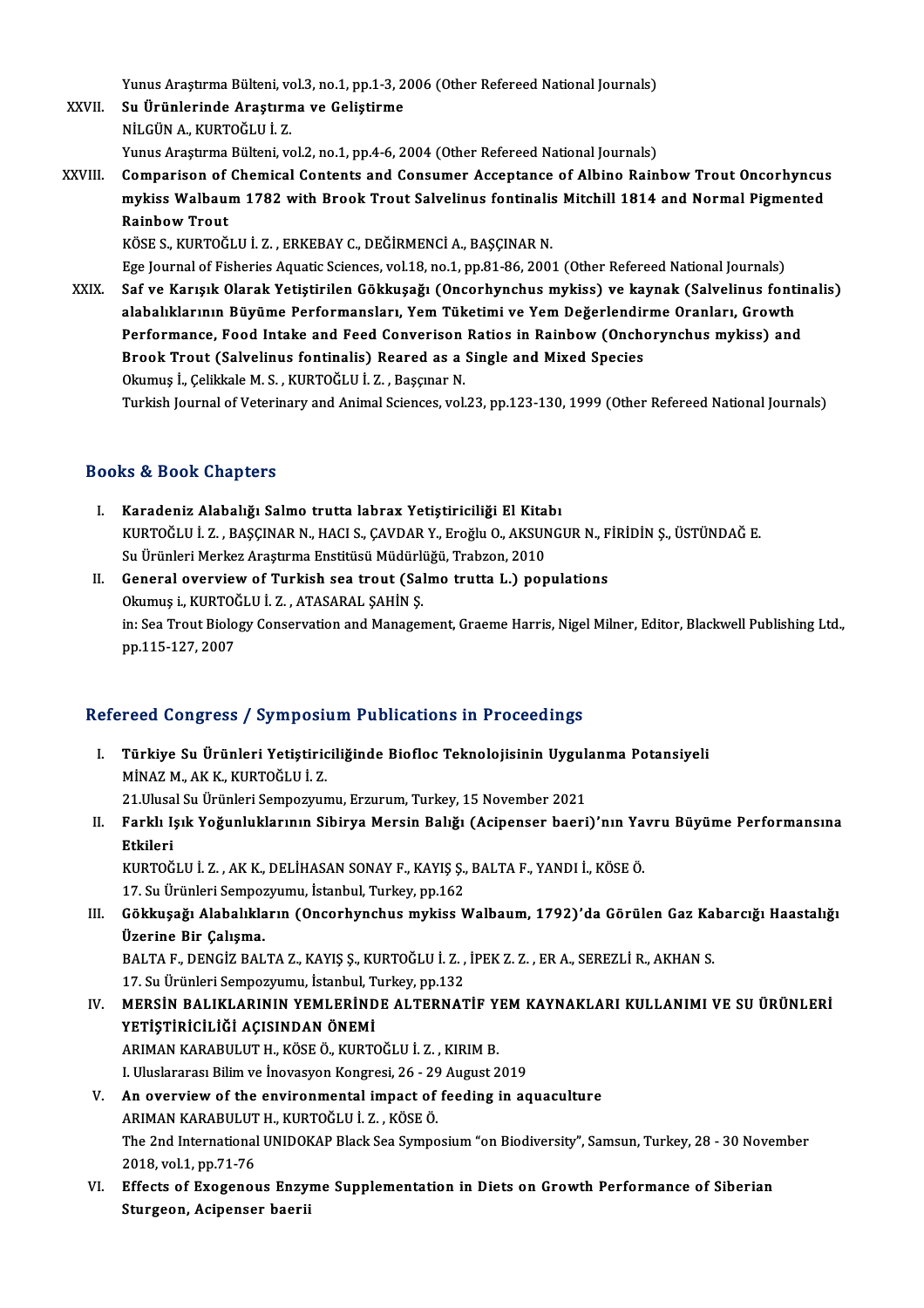Yunus Araştırma Bülteni, vol.3, no.1, pp.1-3, 2006 (Other Refereed National Journals)

XXVII. **Su Ürünlerinde Araştırma ve Geliştirme**
NİLGÜN A., KURTOĞLU İ. Z.
Yunus Araştırma Bülteni, vol.2, no.1, pp.4-6, 2004 (Other Refereed National Journals)

XXVIII. **Comparison of Chemical Contents and Consumer Acceptance of Albino Rainbow Trout Oncorhyncus mykiss Walbaum 1782 with Brook Trout Salvelinus fontinalis Mitchill 1814 and Normal Pigmented Rainbow Trout**
KÖSE S., KURTOĞLU İ. Z. , ERKEBAY C., DEĞİRMENCİ A., BAŞÇINAR N.
Ege Journal of Fisheries Aquatic Sciences, vol.18, no.1, pp.81-86, 2001 (Other Refereed National Journals)

XXIX. **Saf ve Karışık Olarak Yetiştirilen Gökkuşağı (Oncorhynchus mykiss) ve kaynak (Salvelinus fontinalis) alabalıklarının Büyüme Performansları, Yem Tüketimi ve Yem Değerlendirme Oranları, Growth Performance, Food Intake and Feed Converison Ratios in Rainbow (Onchorynchus mykiss) and Brook Trout (Salvelinus fontinalis) Reared as a Single and Mixed Species**
Okumuş İ., Çelikkale M. S. , KURTOĞLU İ. Z. , Başçınar N.
Turkish Journal of Veterinary and Animal Sciences, vol.23, pp.123-130, 1999 (Other Refereed National Journals)

## Books & Book Chapters

I. **Karadeniz Alabalığı Salmo trutta labrax Yetiştiriciliği El Kitabı**
KURTOĞLU İ. Z. , BAŞÇINAR N., HACI S., ÇAVDAR Y., Eroğlu O., AKSUNGUR N., FİRİDİN Ş., ÜSTÜNDAĞ E.
Su Ürünleri Merkez Araştırma Enstitüsü Müdürlüğü, Trabzon, 2010

II. **General overview of Turkish sea trout (Salmo trutta L.) populations**
Okumuş i., KURTOĞLU İ. Z. , ATASARAL ŞAHİN Ş.
in: Sea Trout Biology Conservation and Management, Graeme Harris, Nigel Milner, Editor, Blackwell Publishing Ltd., pp.115-127, 2007

## Refereed Congress / Symposium Publications in Proceedings

I. **Türkiye Su Ürünleri Yetiştiriciliğinde Biofloc Teknolojisinin Uygulanma Potansiyeli**
MİNAZ M., AK K., KURTOĞLU İ. Z.
21.Ulusal Su Ürünleri Sempozyumu, Erzurum, Turkey, 15 November 2021

II. **Farklı Işık Yoğunluklarının Sibirya Mersin Balığı (Acipenser baeri)'nın Yavru Büyüme Performansına Etkileri**
KURTOĞLU İ. Z. , AK K., DELİHASAN SONAY F., KAYIŞ Ş., BALTA F., YANDI İ., KÖSE Ö.
17. Su Ürünleri Sempozyumu, İstanbul, Turkey, pp.162

III. **Gökkuşağı Alabalıkların (Oncorhynchus mykiss Walbaum, 1792)'da Görülen Gaz Kabarcığı Haastalığı Üzerine Bir Çalışma.**
BALTA F., DENGİZ BALTA Z., KAYIŞ Ş., KURTOĞLU İ. Z. , İPEK Z. Z. , ER A., SEREZLİ R., AKHAN S.
17. Su Ürünleri Sempozyumu, İstanbul, Turkey, pp.132

IV. **MERSİN BALIKLARININ YEMLERİNDE ALTERNATİF YEM KAYNAKLARI KULLANIMI VE SU ÜRÜNLERİ YETİŞTİRİCİLİĞİ AÇISINDAN ÖNEMİ**
ARIMAN KARABULUT H., KÖSE Ö., KURTOĞLU İ. Z. , KIRIM B.
I. Uluslararası Bilim ve İnovasyon Kongresi, 26 - 29 August 2019

V. **An overview of the environmental impact of feeding in aquaculture**
ARIMAN KARABULUT H., KURTOĞLU İ. Z. , KÖSE Ö.
The 2nd International UNIDOKAP Black Sea Symposium "on Biodiversity", Samsun, Turkey, 28 - 30 November 2018, vol.1, pp.71-76

VI. **Effects of Exogenous Enzyme Supplementation in Diets on Growth Performance of Siberian Sturgeon, Acipenser baerii**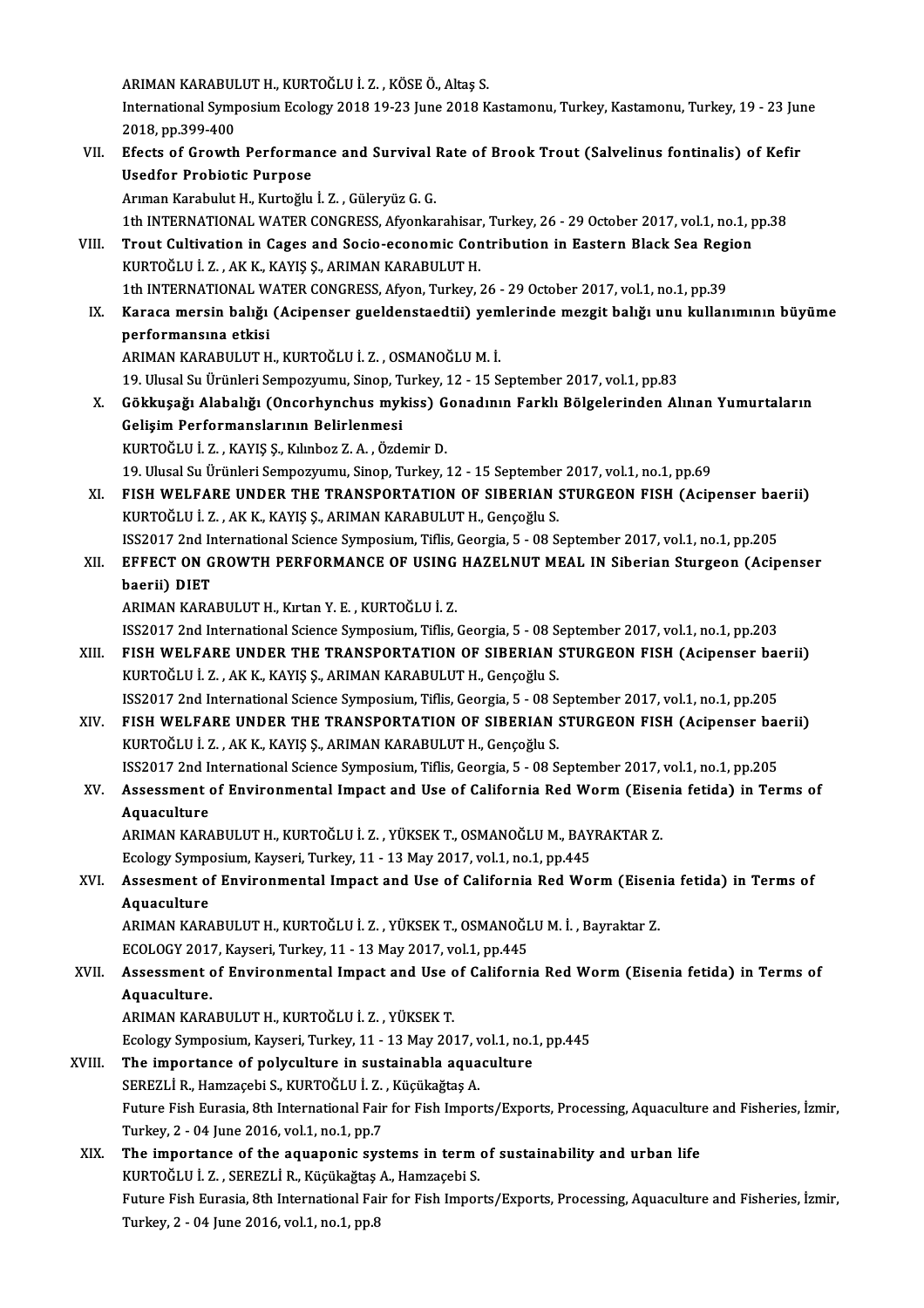ARIMAN KARABULUT H., KURTOĞLU İ. Z. , KÖSE Ö., Altaş S.
International Symposium Ecology 2018 19-23 June 2018 Kastamonu, Turkey, Kastamonu, Turkey, 19 - 23 June 2018, pp.399-400

VII. **Efects of Growth Performance and Survival Rate of Brook Trout (Salvelinus fontinalis) of Kefir Usedfor Probiotic Purpose**
Arıman Karabulut H., Kurtoğlu İ. Z. , Güleryüz G. G.
1th INTERNATIONAL WATER CONGRESS, Afyonkarahisar, Turkey, 26 - 29 October 2017, vol.1, no.1, pp.38

VIII. **Trout Cultivation in Cages and Socio-economic Contribution in Eastern Black Sea Region**
KURTOĞLU İ. Z. , AK K., KAYIŞ Ş., ARIMAN KARABULUT H.
1th INTERNATIONAL WATER CONGRESS, Afyon, Turkey, 26 - 29 October 2017, vol.1, no.1, pp.39

IX. **Karaca mersin balığı (Acipenser gueldenstaedtii) yemlerinde mezgit balığı unu kullanımının büyüme performansına etkisi**
ARIMAN KARABULUT H., KURTOĞLU İ. Z. , OSMANOĞLU M. İ.
19. Ulusal Su Ürünleri Sempozyumu, Sinop, Turkey, 12 - 15 September 2017, vol.1, pp.83

X. **Gökkuşağı Alabalığı (Oncorhynchus mykiss) Gonadının Farklı Bölgelerinden Alınan Yumurtaların Gelişim Performanslarının Belirlenmesi**
KURTOĞLU İ. Z. , KAYIŞ Ş., Kılınboz Z. A. , Özdemir D.
19. Ulusal Su Ürünleri Sempozyumu, Sinop, Turkey, 12 - 15 September 2017, vol.1, no.1, pp.69

XI. **FISH WELFARE UNDER THE TRANSPORTATION OF SIBERIAN STURGEON FISH (Acipenser baerii)**
KURTOĞLU İ. Z. , AK K., KAYIŞ Ş., ARIMAN KARABULUT H., Gençoğlu S.
ISS2017 2nd International Science Symposium, Tiflis, Georgia, 5 - 08 September 2017, vol.1, no.1, pp.205

XII. **EFFECT ON GROWTH PERFORMANCE OF USING HAZELNUT MEAL IN Siberian Sturgeon (Acipenser baerii) DIET**
ARIMAN KARABULUT H., Kırtan Y. E. , KURTOĞLU İ. Z.
ISS2017 2nd International Science Symposium, Tiflis, Georgia, 5 - 08 September 2017, vol.1, no.1, pp.203

XIII. **FISH WELFARE UNDER THE TRANSPORTATION OF SIBERIAN STURGEON FISH (Acipenser baerii)**
KURTOĞLU İ. Z. , AK K., KAYIŞ Ş., ARIMAN KARABULUT H., Gençoğlu S.
ISS2017 2nd International Science Symposium, Tiflis, Georgia, 5 - 08 September 2017, vol.1, no.1, pp.205

XIV. **FISH WELFARE UNDER THE TRANSPORTATION OF SIBERIAN STURGEON FISH (Acipenser baerii)**
KURTOĞLU İ. Z. , AK K., KAYIŞ Ş., ARIMAN KARABULUT H., Gençoğlu S.
ISS2017 2nd International Science Symposium, Tiflis, Georgia, 5 - 08 September 2017, vol.1, no.1, pp.205

XV. **Assessment of Environmental Impact and Use of California Red Worm (Eisenia fetida) in Terms of Aquaculture**
ARIMAN KARABULUT H., KURTOĞLU İ. Z. , YÜKSEK T., OSMANOĞLU M., BAYRAKTAR Z.
Ecology Symposium, Kayseri, Turkey, 11 - 13 May 2017, vol.1, no.1, pp.445

XVI. **Assesment of Environmental Impact and Use of California Red Worm (Eisenia fetida) in Terms of Aquaculture**
ARIMAN KARABULUT H., KURTOĞLU İ. Z. , YÜKSEK T., OSMANOĞLU M. İ. , Bayraktar Z.
ECOLOGY 2017, Kayseri, Turkey, 11 - 13 May 2017, vol.1, pp.445

XVII. **Assessment of Environmental Impact and Use of California Red Worm (Eisenia fetida) in Terms of Aquaculture.**
ARIMAN KARABULUT H., KURTOĞLU İ. Z. , YÜKSEK T.
Ecology Symposium, Kayseri, Turkey, 11 - 13 May 2017, vol.1, no.1, pp.445

XVIII. **The importance of polyculture in sustainabla aquaculture**
SEREZLİ R., Hamzaçebi S., KURTOĞLU İ. Z. , Küçükağtaş A.
Future Fish Eurasia, 8th International Fair for Fish Imports/Exports, Processing, Aquaculture and Fisheries, İzmir, Turkey, 2 - 04 June 2016, vol.1, no.1, pp.7

XIX. **The importance of the aquaponic systems in term of sustainability and urban life**
KURTOĞLU İ. Z. , SEREZLİ R., Küçükağtaş A., Hamzaçebi S.
Future Fish Eurasia, 8th International Fair for Fish Imports/Exports, Processing, Aquaculture and Fisheries, İzmir, Turkey, 2 - 04 June 2016, vol.1, no.1, pp.8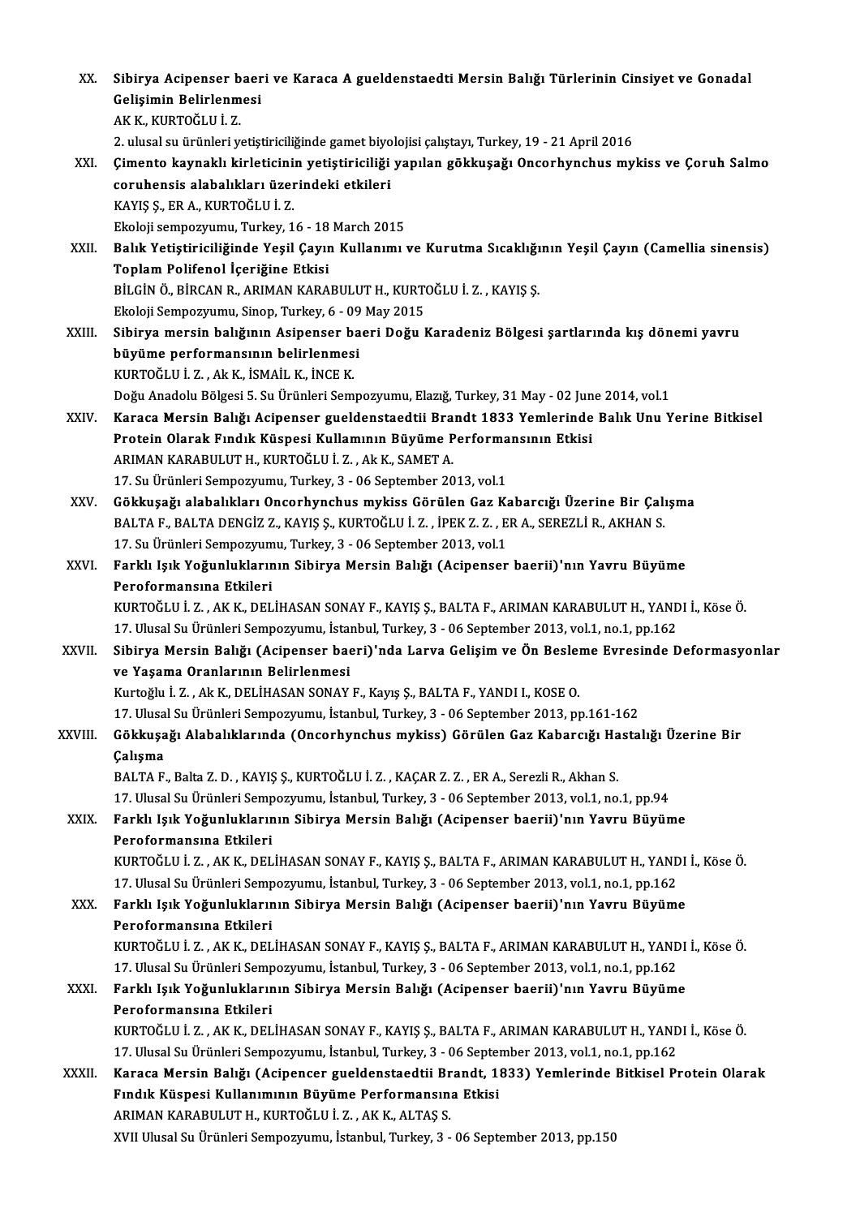XX. **Sibirya Acipenser baeri ve Karaca A gueldenstaedti Mersin Balığı Türlerinin Cinsiyet ve Gonadal Gelişimin Belirlenmesi**
AK K., KURTOĞLU İ. Z.
2. ulusal su ürünleri yetiştiriciliğinde gamet biyolojisi çalıştayı, Turkey, 19 - 21 April 2016

XXI. **Çimento kaynaklı kirleticinin yetiştiriciliği yapılan gökkuşağı Oncorhynchus mykiss ve Çoruh Salmo coruhensis alabalıkları üzerindeki etkileri**
KAYIŞ Ş., ER A., KURTOĞLU İ. Z.
Ekoloji sempozyumu, Turkey, 16 - 18 March 2015

XXII. **Balık Yetiştiriciliğinde Yeşil Çayın Kullanımı ve Kurutma Sıcaklığının Yeşil Çayın (Camellia sinensis) Toplam Polifenol İçeriğine Etkisi**
BİLGİN Ö., BİRCAN R., ARIMAN KARABULUT H., KURTOĞLU İ. Z. , KAYIŞ Ş.
Ekoloji Sempozyumu, Sinop, Turkey, 6 - 09 May 2015

XXIII. **Sibirya mersin balığının Asipenser baeri Doğu Karadeniz Bölgesi şartlarında kış dönemi yavru büyüme performansının belirlenmesi**
KURTOĞLU İ. Z. , Ak K., İSMAİL K., İNCE K.
Doğu Anadolu Bölgesi 5. Su Ürünleri Sempozyumu, Elazığ, Turkey, 31 May - 02 June 2014, vol.1

XXIV. **Karaca Mersin Balığı Acipenser gueldenstaedtii Brandt 1833 Yemlerinde Balık Unu Yerine Bitkisel Protein Olarak Fındık Küspesi Kullamının Büyüme Performansının Etkisi**
ARIMAN KARABULUT H., KURTOĞLU İ. Z. , Ak K., SAMET A.
17. Su Ürünleri Sempozyumu, Turkey, 3 - 06 September 2013, vol.1

XXV. **Gökkuşağı alabalıkları Oncorhynchus mykiss Görülen Gaz Kabarcığı Üzerine Bir Çalışma**
BALTA F., BALTA DENGİZ Z., KAYIŞ Ş., KURTOĞLU İ. Z. , İPEK Z. Z. , ER A., SEREZLİ R., AKHAN S.
17. Su Ürünleri Sempozyumu, Turkey, 3 - 06 September 2013, vol.1

XXVI. **Farklı Işık Yoğunluklarının Sibirya Mersin Balığı (Acipenser baerii)'nın Yavru Büyüme Peroformansına Etkileri**
KURTOĞLU İ. Z. , AK K., DELİHASAN SONAY F., KAYIŞ Ş., BALTA F., ARIMAN KARABULUT H., YANDI İ., Köse Ö.
17. Ulusal Su Ürünleri Sempozyumu, İstanbul, Turkey, 3 - 06 September 2013, vol.1, no.1, pp.162

XXVII. **Sibirya Mersin Balığı (Acipenser baeri)'nda Larva Gelişim ve Ön Besleme Evresinde Deformasyonlar ve Yaşama Oranlarının Belirlenmesi**
Kurtoğlu İ. Z. , Ak K., DELİHASAN SONAY F., Kayış Ş., BALTA F., YANDI I., KOSE O.
17. Ulusal Su Ürünleri Sempozyumu, İstanbul, Turkey, 3 - 06 September 2013, pp.161-162

XXVIII. **Gökkuşağı Alabalıklarında (Oncorhynchus mykiss) Görülen Gaz Kabarcığı Hastalığı Üzerine Bir Çalışma**
BALTA F., Balta Z. D. , KAYIŞ Ş., KURTOĞLU İ. Z. , KAÇAR Z. Z. , ER A., Serezli R., Akhan S.
17. Ulusal Su Ürünleri Sempozyumu, İstanbul, Turkey, 3 - 06 September 2013, vol.1, no.1, pp.94

XXIX. **Farklı Işık Yoğunluklarının Sibirya Mersin Balığı (Acipenser baerii)'nın Yavru Büyüme Peroformansına Etkileri**
KURTOĞLU İ. Z. , AK K., DELİHASAN SONAY F., KAYIŞ Ş., BALTA F., ARIMAN KARABULUT H., YANDI İ., Köse Ö.
17. Ulusal Su Ürünleri Sempozyumu, İstanbul, Turkey, 3 - 06 September 2013, vol.1, no.1, pp.162

XXX. **Farklı Işık Yoğunluklarının Sibirya Mersin Balığı (Acipenser baerii)'nın Yavru Büyüme Peroformansına Etkileri**
KURTOĞLU İ. Z. , AK K., DELİHASAN SONAY F., KAYIŞ Ş., BALTA F., ARIMAN KARABULUT H., YANDI İ., Köse Ö.
17. Ulusal Su Ürünleri Sempozyumu, İstanbul, Turkey, 3 - 06 September 2013, vol.1, no.1, pp.162

XXXI. **Farklı Işık Yoğunluklarının Sibirya Mersin Balığı (Acipenser baerii)'nın Yavru Büyüme Peroformansına Etkileri**
KURTOĞLU İ. Z. , AK K., DELİHASAN SONAY F., KAYIŞ Ş., BALTA F., ARIMAN KARABULUT H., YANDI İ., Köse Ö.
17. Ulusal Su Ürünleri Sempozyumu, İstanbul, Turkey, 3 - 06 September 2013, vol.1, no.1, pp.162

XXXII. **Karaca Mersin Balığı (Acipencer gueldenstaedtii Brandt, 1833) Yemlerinde Bitkisel Protein Olarak Fındık Küspesi Kullanımının Büyüme Performansına Etkisi**
ARIMAN KARABULUT H., KURTOĞLU İ. Z. , AK K., ALTAŞ S.
XVII Ulusal Su Ürünleri Sempozyumu, İstanbul, Turkey, 3 - 06 September 2013, pp.150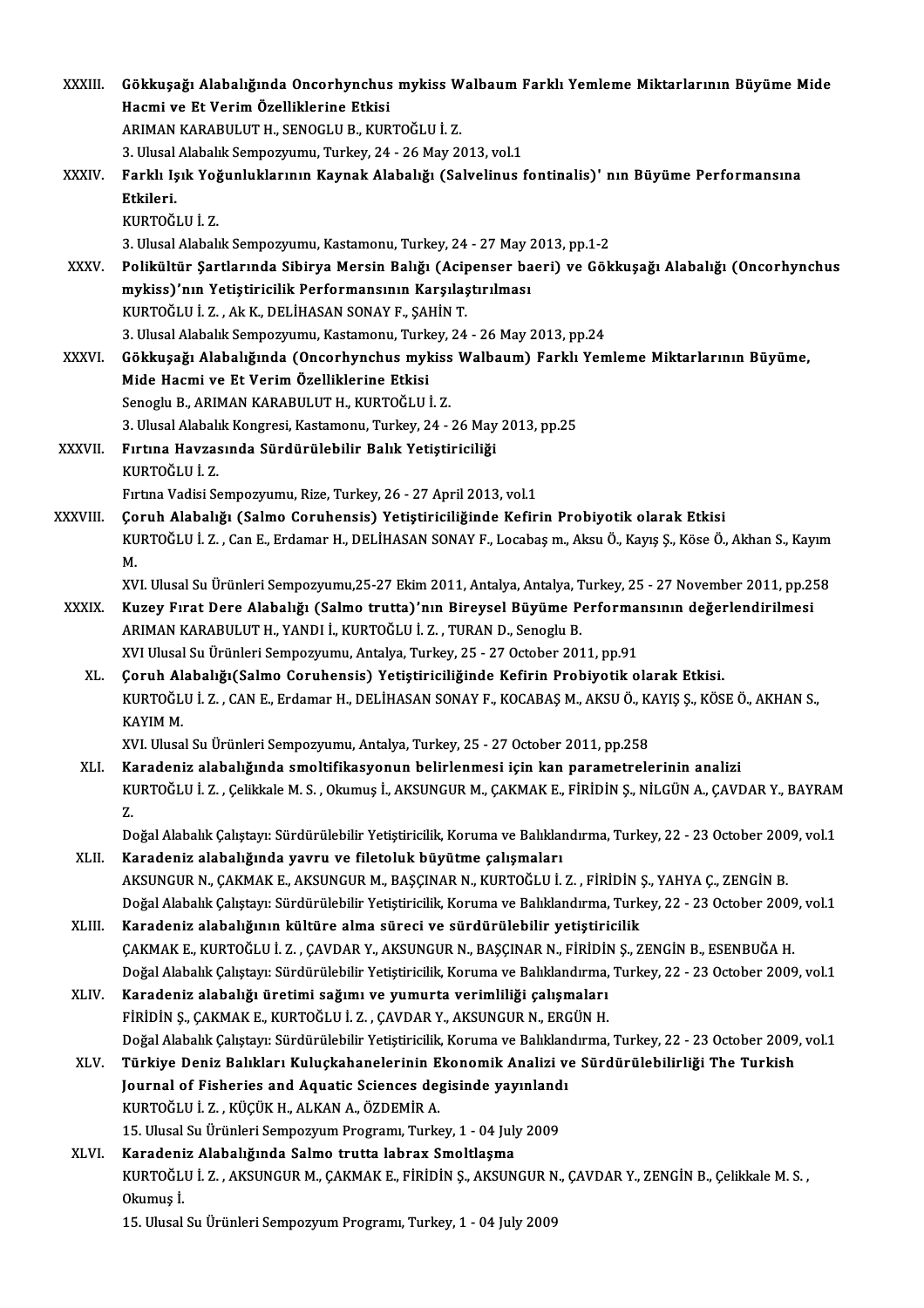XXXIII. **Gökkuşağı Alabalığında Oncorhynchus mykiss Walbaum Farklı Yemleme Miktarlarının Büyüme Mide Hacmi ve Et Verim Özelliklerine Etkisi**
ARIMAN KARABULUT H., SENOGLU B., KURTOĞLU İ. Z.
3. Ulusal Alabalık Sempozyumu, Turkey, 24 - 26 May 2013, vol.1

XXXIV. **Farklı Işık Yoğunluklarının Kaynak Alabalığı (Salvelinus fontinalis)' nın Büyüme Performansına Etkileri.**
KURTOĞLU İ. Z.
3. Ulusal Alabalık Sempozyumu, Kastamonu, Turkey, 24 - 27 May 2013, pp.1-2

XXXV. **Polikültür Şartlarında Sibirya Mersin Balığı (Acipenser baeri) ve Gökkuşağı Alabalığı (Oncorhynchus mykiss)'nın Yetiştiricilik Performansının Karşılaştırılması**
KURTOĞLU İ. Z. , Ak K., DELİHASAN SONAY F., ŞAHİN T.
3. Ulusal Alabalık Sempozyumu, Kastamonu, Turkey, 24 - 26 May 2013, pp.24

XXXVI. **Gökkuşağı Alabalığında (Oncorhynchus mykiss Walbaum) Farklı Yemleme Miktarlarının Büyüme, Mide Hacmi ve Et Verim Özelliklerine Etkisi**
Senoglu B., ARIMAN KARABULUT H., KURTOĞLU İ. Z.
3. Ulusal Alabalık Kongresi, Kastamonu, Turkey, 24 - 26 May 2013, pp.25

XXXVII. **Fırtına Havzasında Sürdürülebilir Balık Yetiştiriciliği**
KURTOĞLU İ. Z.
Fırtına Vadisi Sempozyumu, Rize, Turkey, 26 - 27 April 2013, vol.1

XXXVIII. **Çoruh Alabalığı (Salmo Coruhensis) Yetiştiriciliğinde Kefirin Probiyotik olarak Etkisi**
KURTOĞLU İ. Z. , Can E., Erdamar H., DELİHASAN SONAY F., Locabaş m., Aksu Ö., Kayış Ş., Köse Ö., Akhan S., Kayım M.
XVI. Ulusal Su Ürünleri Sempozyumu,25-27 Ekim 2011, Antalya, Antalya, Turkey, 25 - 27 November 2011, pp.258

XXXIX. **Kuzey Fırat Dere Alabalığı (Salmo trutta)'nın Bireysel Büyüme Performansının değerlendirilmesi**
ARIMAN KARABULUT H., YANDI İ., KURTOĞLU İ. Z. , TURAN D., Senoglu B.
XVI Ulusal Su Ürünleri Sempozyumu, Antalya, Turkey, 25 - 27 October 2011, pp.91

XL. **Çoruh Alabalığı(Salmo Coruhensis) Yetiştiriciliğinde Kefirin Probiyotik olarak Etkisi.**
KURTOĞLU İ. Z. , CAN E., Erdamar H., DELİHASAN SONAY F., KOCABAŞ M., AKSU Ö., KAYIŞ Ş., KÖSE Ö., AKHAN S., KAYIM M.
XVI. Ulusal Su Ürünleri Sempozyumu, Antalya, Turkey, 25 - 27 October 2011, pp.258

XLI. **Karadeniz alabalığında smoltifikasyonun belirlenmesi için kan parametrelerinin analizi**
KURTOĞLU İ. Z. , Çelikkale M. S. , Okumuş İ., AKSUNGUR M., ÇAKMAK E., FİRİDİN Ş., NİLGÜN A., ÇAVDAR Y., BAYRAM Z.
Doğal Alabalık Çalıştayı: Sürdürülebilir Yetiştiricilik, Koruma ve Balıklandırma, Turkey, 22 - 23 October 2009, vol.1

XLII. **Karadeniz alabalığında yavru ve filetoluk büyütme çalışmaları**
AKSUNGUR N., ÇAKMAK E., AKSUNGUR M., BAŞÇINAR N., KURTOĞLU İ. Z. , FİRİDİN Ş., YAHYA Ç., ZENGİN B.
Doğal Alabalık Çalıştayı: Sürdürülebilir Yetiştiricilik, Koruma ve Balıklandırma, Turkey, 22 - 23 October 2009, vol.1

XLIII. **Karadeniz alabalığının kültüre alma süreci ve sürdürülebilir yetiştiricilik**
ÇAKMAK E., KURTOĞLU İ. Z. , ÇAVDAR Y., AKSUNGUR N., BAŞÇINAR N., FİRİDİN Ş., ZENGİN B., ESENBUĞA H.
Doğal Alabalık Çalıştayı: Sürdürülebilir Yetiştiricilik, Koruma ve Balıklandırma, Turkey, 22 - 23 October 2009, vol.1

XLIV. **Karadeniz alabalığı üretimi sağımı ve yumurta verimliliği çalışmaları**
FİRİDİN Ş., ÇAKMAK E., KURTOĞLU İ. Z. , ÇAVDAR Y., AKSUNGUR N., ERGÜN H.
Doğal Alabalık Çalıştayı: Sürdürülebilir Yetiştiricilik, Koruma ve Balıklandırma, Turkey, 22 - 23 October 2009, vol.1

XLV. **Türkiye Deniz Balıkları Kuluçkahanelerinin Ekonomik Analizi ve Sürdürülebilirliği The Turkish Journal of Fisheries and Aquatic Sciences degisinde yayınlandı**
KURTOĞLU İ. Z. , KÜÇÜK H., ALKAN A., ÖZDEMİR A.
15. Ulusal Su Ürünleri Sempozyum Programı, Turkey, 1 - 04 July 2009

XLVI. **Karadeniz Alabalığında Salmo trutta labrax Smoltlaşma**
KURTOĞLU İ. Z. , AKSUNGUR M., ÇAKMAK E., FİRİDİN Ş., AKSUNGUR N., ÇAVDAR Y., ZENGİN B., Çelikkale M. S. , Okumuş İ.
15. Ulusal Su Ürünleri Sempozyum Programı, Turkey, 1 - 04 July 2009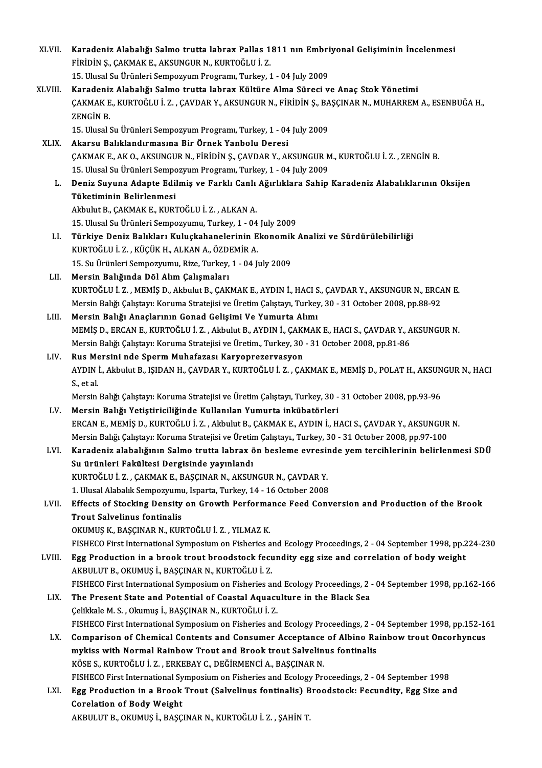XLVII. **Karadeniz Alabalığı Salmo trutta labrax Pallas 1811 nın Embriyonal Gelişiminin İncelenmesi**
FİRİDİN Ş., ÇAKMAK E., AKSUNGUR N., KURTOĞLU İ. Z.
15. Ulusal Su Ürünleri Sempozyum Programı, Turkey, 1 - 04 July 2009

XLVIII. **Karadeniz Alabalığı Salmo trutta labrax Kültüre Alma Süreci ve Anaç Stok Yönetimi**
ÇAKMAK E., KURTOĞLU İ. Z. , ÇAVDAR Y., AKSUNGUR N., FİRİDİN Ş., BAŞÇINAR N., MUHARREM A., ESENBUĞA H., ZENGİN B.
15. Ulusal Su Ürünleri Sempozyum Programı, Turkey, 1 - 04 July 2009

XLIX. **Akarsu Balıklandırmasına Bir Örnek Yanbolu Deresi**
ÇAKMAK E., AK O., AKSUNGUR N., FİRİDİN Ş., ÇAVDAR Y., AKSUNGUR M., KURTOĞLU İ. Z. , ZENGİN B.
15. Ulusal Su Ürünleri Sempozyum Programı, Turkey, 1 - 04 July 2009

L. **Deniz Suyuna Adapte Edilmiş ve Farklı Canlı Ağırlıklara Sahip Karadeniz Alabalıklarının Oksijen Tüketiminin Belirlenmesi**
Akbulut B., ÇAKMAK E., KURTOĞLU İ. Z. , ALKAN A.
15. Ulusal Su Ürünleri Sempozyumu, Turkey, 1 - 04 July 2009

LI. **Türkiye Deniz Balıkları Kuluçkahanelerinin Ekonomik Analizi ve Sürdürülebilirliği**
KURTOĞLU İ. Z. , KÜÇÜK H., ALKAN A., ÖZDEMİR A.
15. Su Ürünleri Sempozyumu, Rize, Turkey, 1 - 04 July 2009

LII. **Mersin Balığında Döl Alım Çalışmaları**
KURTOĞLU İ. Z. , MEMİŞ D., Akbulut B., ÇAKMAK E., AYDIN İ., HACI S., ÇAVDAR Y., AKSUNGUR N., ERCAN E.
Mersin Balığı Çalıştayı: Koruma Stratejisi ve Üretim Çalıştayı, Turkey, 30 - 31 October 2008, pp.88-92

LIII. **Mersin Balığı Anaçlarının Gonad Gelişimi Ve Yumurta Alımı**
MEMİŞ D., ERCAN E., KURTOĞLU İ. Z. , Akbulut B., AYDIN İ., ÇAKMAK E., HACI S., ÇAVDAR Y., AKSUNGUR N.
Mersin Balığı Çalıştayı: Koruma Stratejisi ve Üretim., Turkey, 30 - 31 October 2008, pp.81-86

LIV. **Rus Mersini nde Sperm Muhafazası Karyoprezervasyon**
AYDIN İ., Akbulut B., IŞIDAN H., ÇAVDAR Y., KURTOĞLU İ. Z. , ÇAKMAK E., MEMİŞ D., POLAT H., AKSUNGUR N., HACI S., et al.
Mersin Balığı Çalıştayı: Koruma Stratejisi ve Üretim Çalıştayı, Turkey, 30 - 31 October 2008, pp.93-96

LV. **Mersin Balığı Yetiştiriciliğinde Kullanılan Yumurta inkübatörleri**
ERCAN E., MEMİŞ D., KURTOĞLU İ. Z. , Akbulut B., ÇAKMAK E., AYDIN İ., HACI S., ÇAVDAR Y., AKSUNGUR N.
Mersin Balığı Çalıştayı: Koruma Stratejisi ve Üretim Çalıştayı., Turkey, 30 - 31 October 2008, pp.97-100

LVI. **Karadeniz alabalığının Salmo trutta labrax ön besleme evresinde yem tercihlerinin belirlenmesi SDÜ Su ürünleri Fakültesi Dergisinde yayınlandı**
KURTOĞLU İ. Z. , ÇAKMAK E., BAŞÇINAR N., AKSUNGUR N., ÇAVDAR Y.
1. Ulusal Alabalık Sempozyumu, Isparta, Turkey, 14 - 16 October 2008

LVII. **Effects of Stocking Density on Growth Performance Feed Conversion and Production of the Brook Trout Salvelinus fontinalis**
OKUMUŞ K., BAŞÇINAR N., KURTOĞLU İ. Z. , YILMAZ K.
FISHECO First International Symposium on Fisheries and Ecology Proceedings, 2 - 04 September 1998, pp.224-230

LVIII. **Egg Production in a brook trout broodstock fecundity egg size and correlation of body weight**
AKBULUT B., OKUMUŞ İ., BAŞÇINAR N., KURTOĞLU İ. Z.
FISHECO First International Symposium on Fisheries and Ecology Proceedings, 2 - 04 September 1998, pp.162-166

LIX. **The Present State and Potential of Coastal Aquaculture in the Black Sea**
Çelikkale M. S. , Okumuş İ., BAŞÇINAR N., KURTOĞLU İ. Z.
FISHECO First International Symposium on Fisheries and Ecology Proceedings, 2 - 04 September 1998, pp.152-161

LX. **Comparison of Chemical Contents and Consumer Acceptance of Albino Rainbow trout Oncorhyncus mykiss with Normal Rainbow Trout and Brook trout Salvelinus fontinalis**
KÖSE S., KURTOĞLU İ. Z. , ERKEBAY C., DEĞİRMENCİ A., BAŞÇINAR N.
FISHECO First International Symposium on Fisheries and Ecology Proceedings, 2 - 04 September 1998

LXI. **Egg Production in a Brook Trout (Salvelinus fontinalis) Broodstock: Fecundity, Egg Size and Corelation of Body Weight**
AKBULUT B., OKUMUŞ İ., BAŞÇINAR N., KURTOĞLU İ. Z. , ŞAHİN T.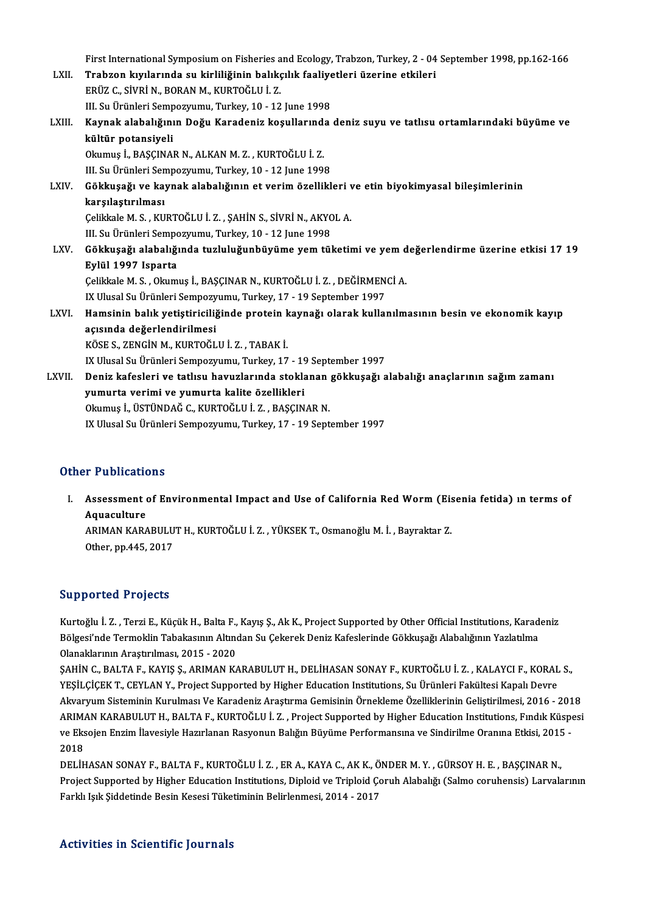First International Symposium on Fisheries and Ecology, Trabzon, Turkey, 2 - 04 September 1998, pp.162-166

LXII. **Trabzon kıyılarında su kirliliğinin balıkçılık faaliyetleri üzerine etkileri**
ERÜZ C., SİVRİ N., BORAN M., KURTOĞLU İ. Z.
III. Su Ürünleri Sempozyumu, Turkey, 10 - 12 June 1998

LXIII. **Kaynak alabalığının Doğu Karadeniz koşullarında deniz suyu ve tatlısu ortamlarındaki büyüme ve kültür potansiyeli**
Okumuş İ., BAŞÇINAR N., ALKAN M. Z. , KURTOĞLU İ. Z.
III. Su Ürünleri Sempozyumu, Turkey, 10 - 12 June 1998

LXIV. **Gökkuşağı ve kaynak alabalığının et verim özellikleri ve etin biyokimyasal bileşimlerinin karşılaştırılması**
Çelikkale M. S. , KURTOĞLU İ. Z. , ŞAHİN S., SİVRİ N., AKYOL A.
III. Su Ürünleri Sempozyumu, Turkey, 10 - 12 June 1998

LXV. **Gökkuşağı alabalığında tuzluluğunbüyüme yem tüketimi ve yem değerlendirme üzerine etkisi 17 19 Eylül 1997 Isparta**
Çelikkale M. S. , Okumuş İ., BAŞÇINAR N., KURTOĞLU İ. Z. , DEĞİRMENCİ A.
IX Ulusal Su Ürünleri Sempozyumu, Turkey, 17 - 19 September 1997

LXVI. **Hamsinin balık yetiştiriciliğinde protein kaynağı olarak kullanılmasının besin ve ekonomik kayıp açısında değerlendirilmesi**
KÖSE S., ZENGİN M., KURTOĞLU İ. Z. , TABAK İ.
IX Ulusal Su Ürünleri Sempozyumu, Turkey, 17 - 19 September 1997

LXVII. **Deniz kafesleri ve tatlısu havuzlarında stoklanan gökkuşağı alabalığı anaçlarının sağım zamanı yumurta verimi ve yumurta kalite özellikleri**
Okumuş İ., ÜSTÜNDAĞ C., KURTOĞLU İ. Z. , BAŞÇINAR N.
IX Ulusal Su Ürünleri Sempozyumu, Turkey, 17 - 19 September 1997

## Other Publications

I. **Assessment of Environmental Impact and Use of California Red Worm (Eisenia fetida) ın terms of Aquaculture**
ARIMAN KARABULUT H., KURTOĞLU İ. Z. , YÜKSEK T., Osmanoğlu M. İ. , Bayraktar Z.
Other, pp.445, 2017

## Supported Projects

Kurtoğlu İ. Z. , Terzi E., Küçük H., Balta F., Kayış Ş., Ak K., Project Supported by Other Official Institutions, Karadeniz Bölgesi'nde Termoklin Tabakasının Altından Su Çekerek Deniz Kafeslerinde Gökkuşağı Alabalığının Yazlatılma Olanaklarının Araştırılması, 2015 - 2020

ŞAHİN C., BALTA F., KAYIŞ Ş., ARIMAN KARABULUT H., DELİHASAN SONAY F., KURTOĞLU İ. Z. , KALAYCI F., KORAL S., YEŞİLÇİÇEK T., CEYLAN Y., Project Supported by Higher Education Institutions, Su Ürünleri Fakültesi Kapalı Devre Akvaryum Sisteminin Kurulması Ve Karadeniz Araştırma Gemisinin Örnekleme Özelliklerinin Geliştirilmesi, 2016 - 2018

ARIMAN KARABULUT H., BALTA F., KURTOĞLU İ. Z. , Project Supported by Higher Education Institutions, Fındık Küspesi ve Eksojen Enzim İlavesiyle Hazırlanan Rasyonun Balığın Büyüme Performansına ve Sindirilme Oranına Etkisi, 2015 - 2018

DELİHASAN SONAY F., BALTA F., KURTOĞLU İ. Z. , ER A., KAYA C., AK K., ÖNDER M. Y. , GÜRSOY H. E. , BAŞÇINAR N., Project Supported by Higher Education Institutions, Diploid ve Triploid Çoruh Alabalığı (Salmo coruhensis) Larvalarının Farklı Işık Şiddetinde Besin Kesesi Tüketiminin Belirlenmesi, 2014 - 2017

## Activities in Scientific Journals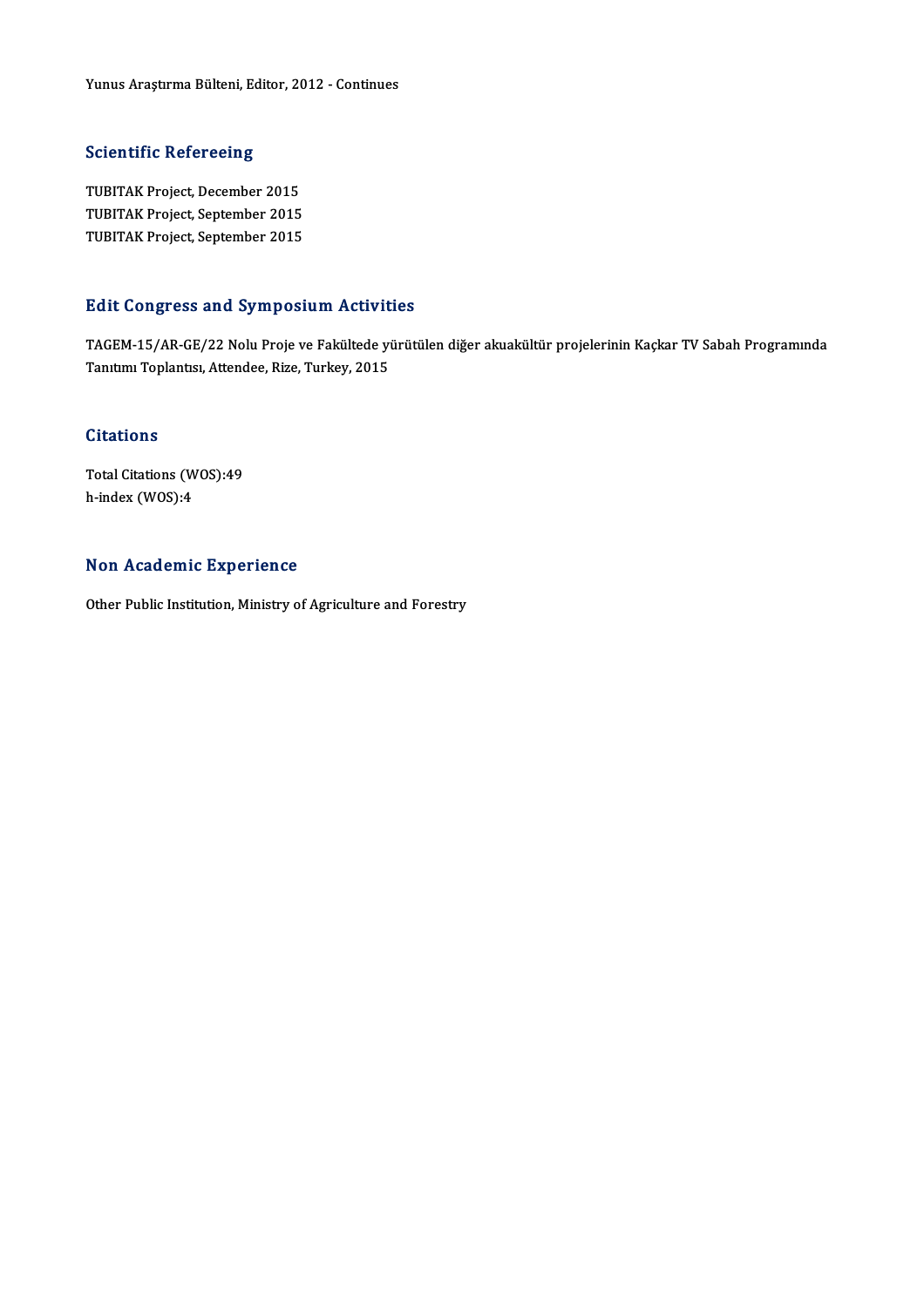Yunus Araştırma Bülteni, Editor, 2012 - Continues

## Scientific Refereeing

TUBITAK Project, December 2015
TUBITAK Project, September 2015
TUBITAK Project, September 2015

## Edit Congress and Symposium Activities

TAGEM-15/AR-GE/22 Nolu Proje ve Fakültede yürütülen diğer akuakültür projelerinin Kaçkar TV Sabah Programında Tanıtımı Toplantısı, Attendee, Rize, Turkey, 2015

## Citations

Total Citations (WOS):49
h-index (WOS):4

## Non Academic Experience

Other Public Institution, Ministry of Agriculture and Forestry